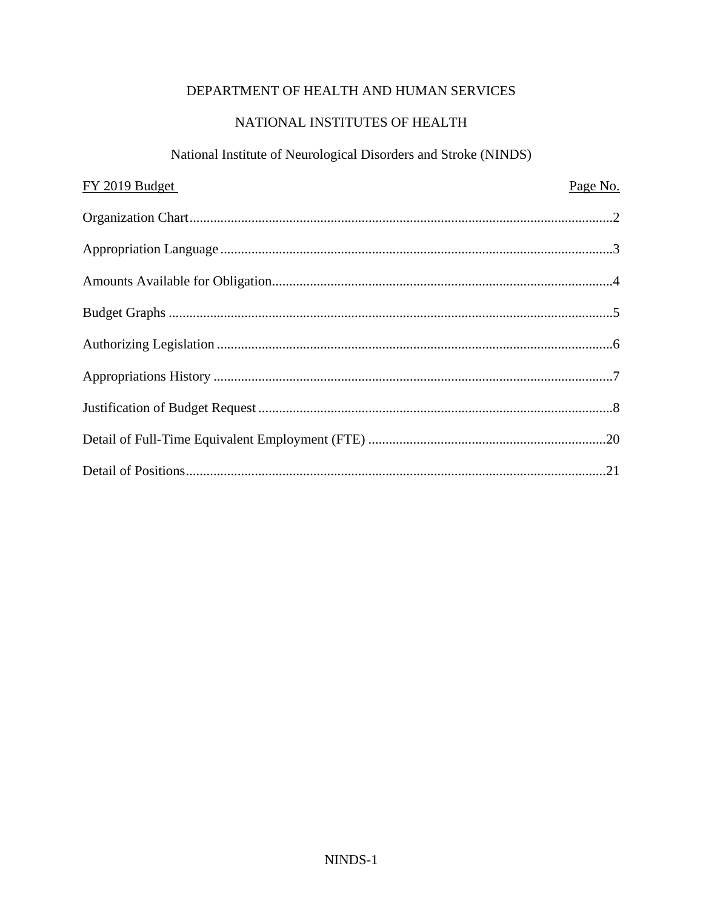DEPARTMENT OF HEALTH AND HUMAN SERVICES

NATIONAL INSTITUTES OF HEALTH

National Institute of Neurological Disorders and Stroke (NINDS)

| FY 2019 Budget | Page No. |
|---|---|
| Organization Chart | 2 |
| Appropriation Language | 3 |
| Amounts Available for Obligation | 4 |
| Budget Graphs | 5 |
| Authorizing Legislation | 6 |
| Appropriations History | 7 |
| Justification of Budget Request | 8 |
| Detail of Full-Time Equivalent Employment (FTE) | 20 |
| Detail of Positions | 21 |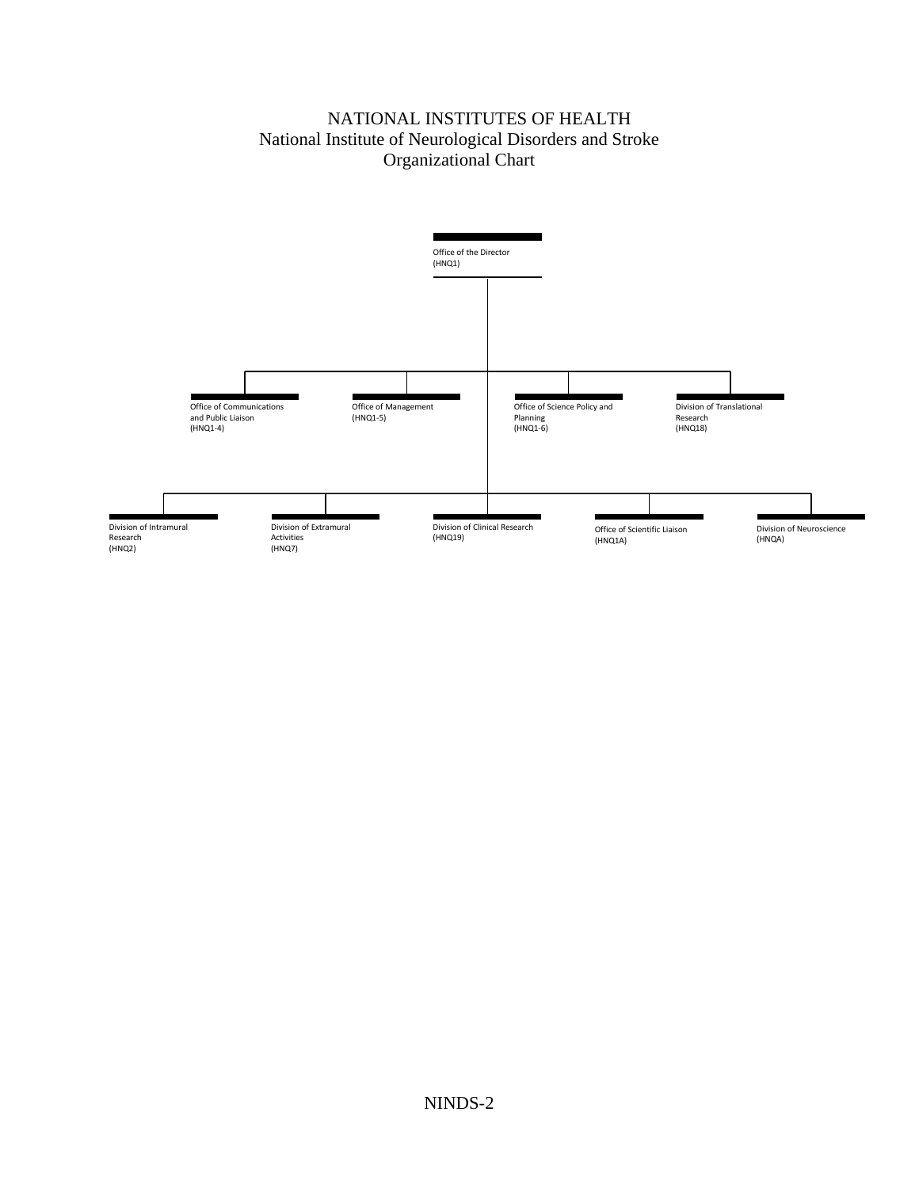# NATIONAL INSTITUTES OF HEALTH
## National Institute of Neurological Disorders and Stroke
## Organizational Chart

**Office of the Director (HNQ1)**

- Office of Communications and Public Liaison (HNQ1-4)
- Office of Management (HNQ1-5)
- Office of Science Policy and Planning (HNQ1-6)
- Division of Translational Research (HNQ18)
- Division of Intramural Research (HNQ2)
- Division of Extramural Activities (HNQ7)
- Division of Clinical Research (HNQ19)
- Office of Scientific Liaison (HNQ1A)
- Division of Neuroscience (HNQA)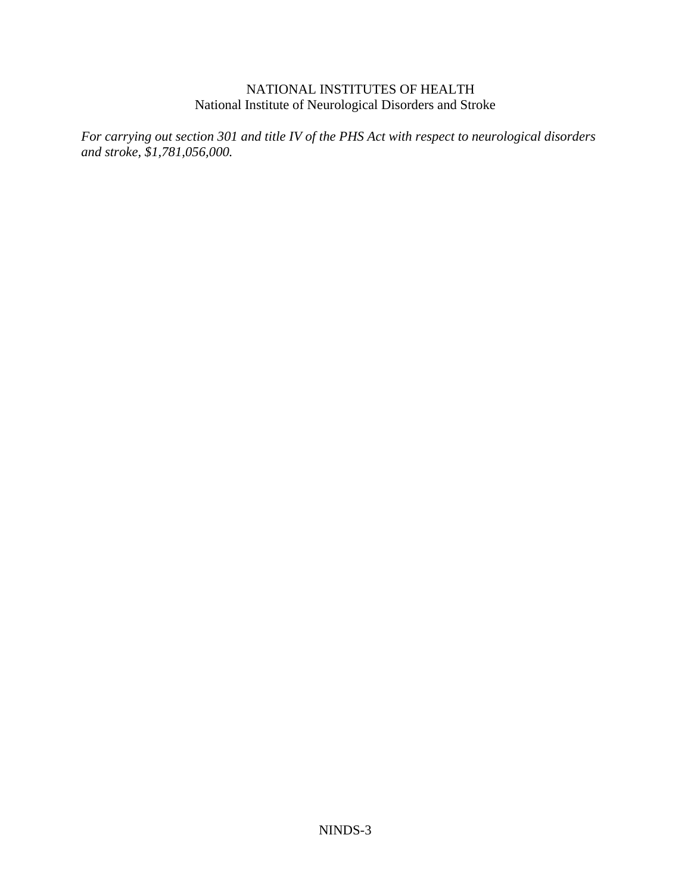NATIONAL INSTITUTES OF HEALTH
National Institute of Neurological Disorders and Stroke

*For carrying out section 301 and title IV of the PHS Act with respect to neurological disorders and stroke, $1,781,056,000.*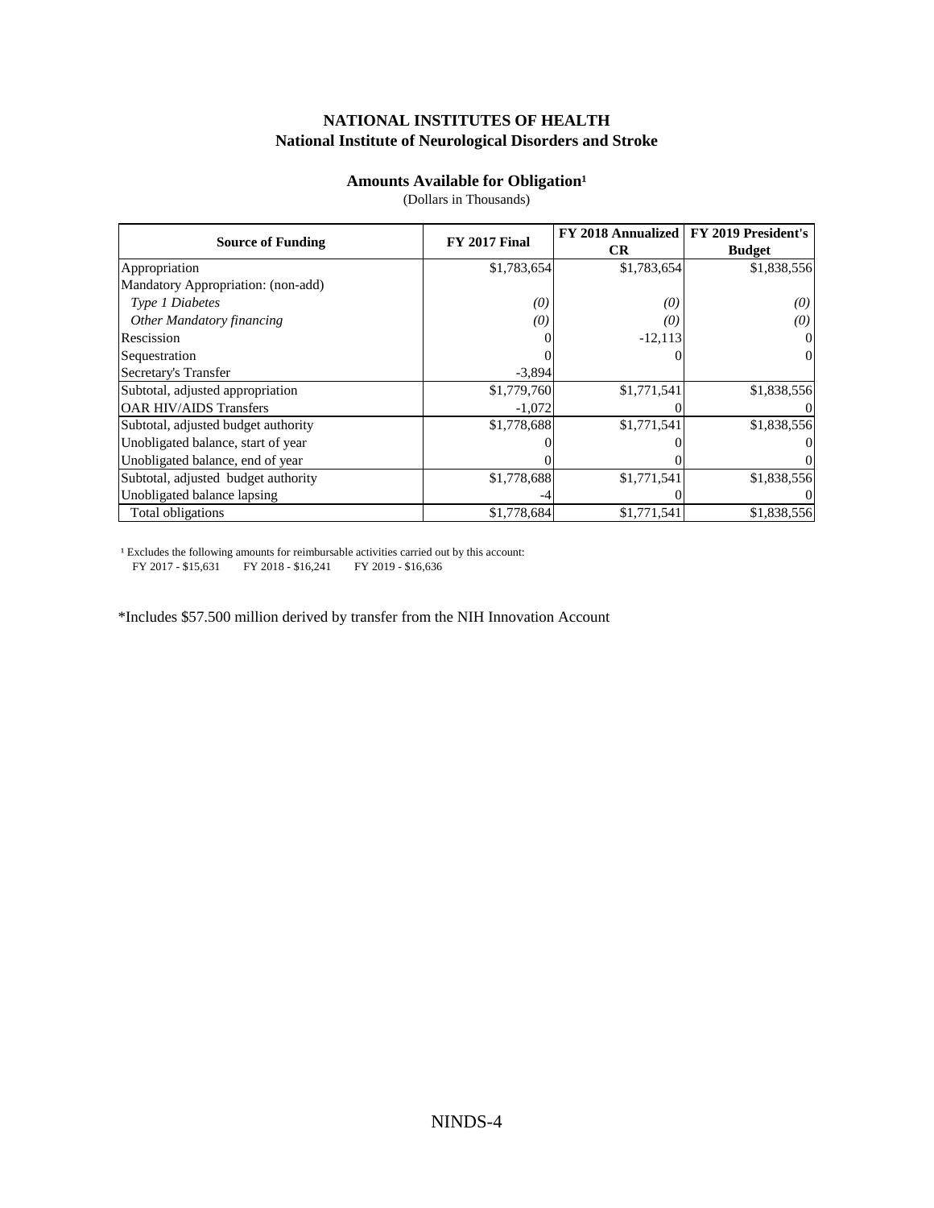# NATIONAL INSTITUTES OF HEALTH
## National Institute of Neurological Disorders and Stroke

### Amounts Available for Obligation[1]

(Dollars in Thousands)

| Source of Funding | FY 2017 Final | FY 2018 Annualized CR | FY 2019 President's Budget |
|---|---|---|---|
| Appropriation | $1,783,654 | $1,783,654 | $1,838,556 |
| Mandatory Appropriation: (non-add) | | | |
| *Type 1 Diabetes* | *(0)* | *(0)* | *(0)* |
| *Other Mandatory financing* | *(0)* | *(0)* | *(0)* |
| Rescission | 0 | -12,113 | 0 |
| Sequestration | 0 | 0 | 0 |
| Secretary's Transfer | -3,894 | | |
| Subtotal, adjusted appropriation | $1,779,760 | $1,771,541 | $1,838,556 |
| OAR HIV/AIDS Transfers | -1,072 | 0 | 0 |
| Subtotal, adjusted budget authority | $1,778,688 | $1,771,541 | $1,838,556 |
| Unobligated balance, start of year | 0 | 0 | 0 |
| Unobligated balance, end of year | 0 | 0 | 0 |
| Subtotal, adjusted budget authority | $1,778,688 | $1,771,541 | $1,838,556 |
| Unobligated balance lapsing | -4 | 0 | 0 |
| Total obligations | $1,778,684 | $1,771,541 | $1,838,556 |

[1] Excludes the following amounts for reimbursable activities carried out by this account:
FY 2017 - $15,631 FY 2018 - $16,241 FY 2019 - $16,636

*Includes $57.500 million derived by transfer from the NIH Innovation Account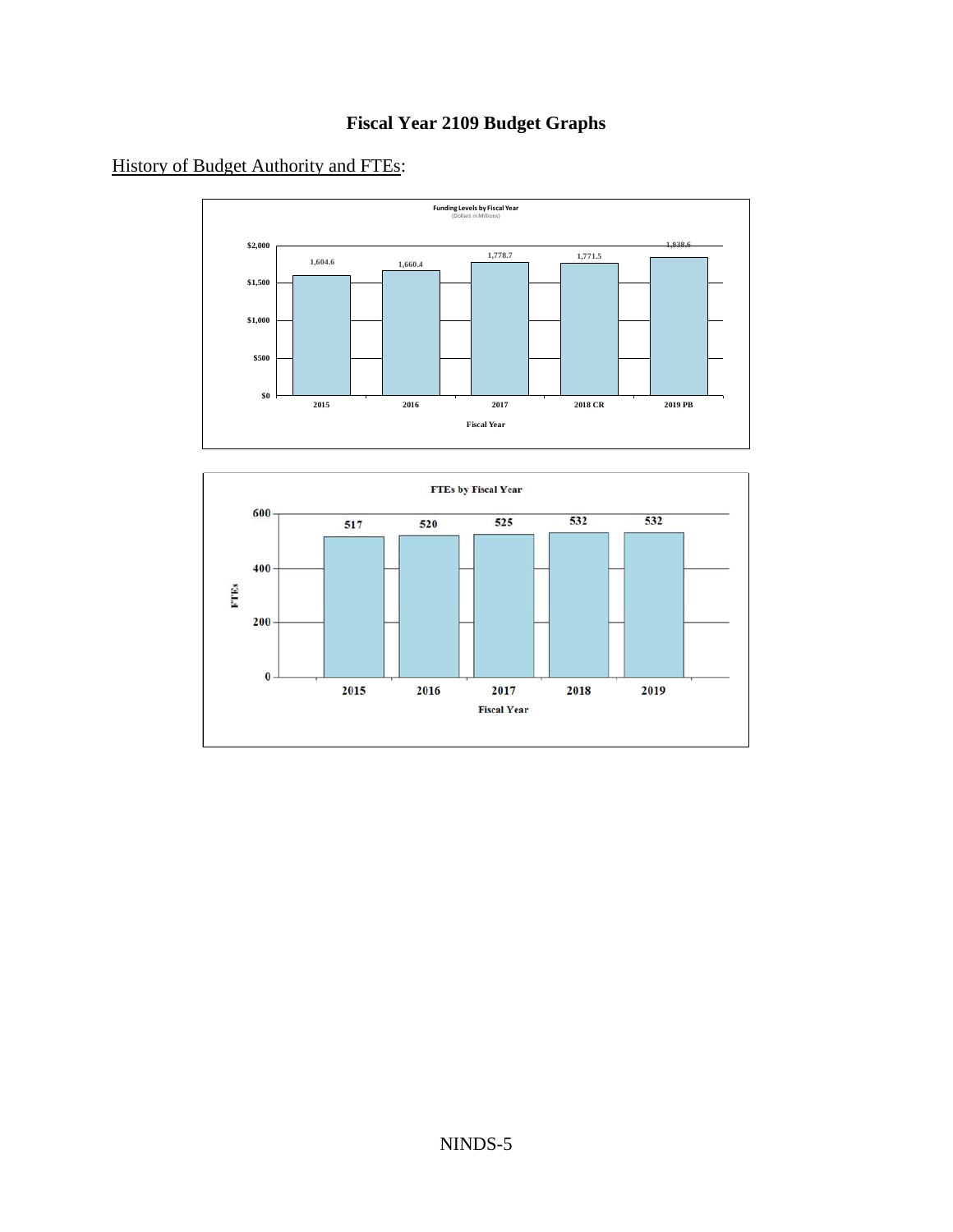# Fiscal Year 2109 Budget Graphs

History of Budget Authority and FTEs:

**Funding Levels by Fiscal Year**
(Dollars in Millions)

| Fiscal Year | Funding |
|---|---|
| 2015 | 1,604.6 |
| 2016 | 1,660.4 |
| 2017 | 1,778.7 |
| 2018 CR | 1,771.5 |
| 2019 PB | 1,838.6 |

**FTEs by Fiscal Year**

| Fiscal Year | FTEs |
|---|---|
| 2015 | 517 |
| 2016 | 520 |
| 2017 | 525 |
| 2018 | 532 |
| 2019 | 532 |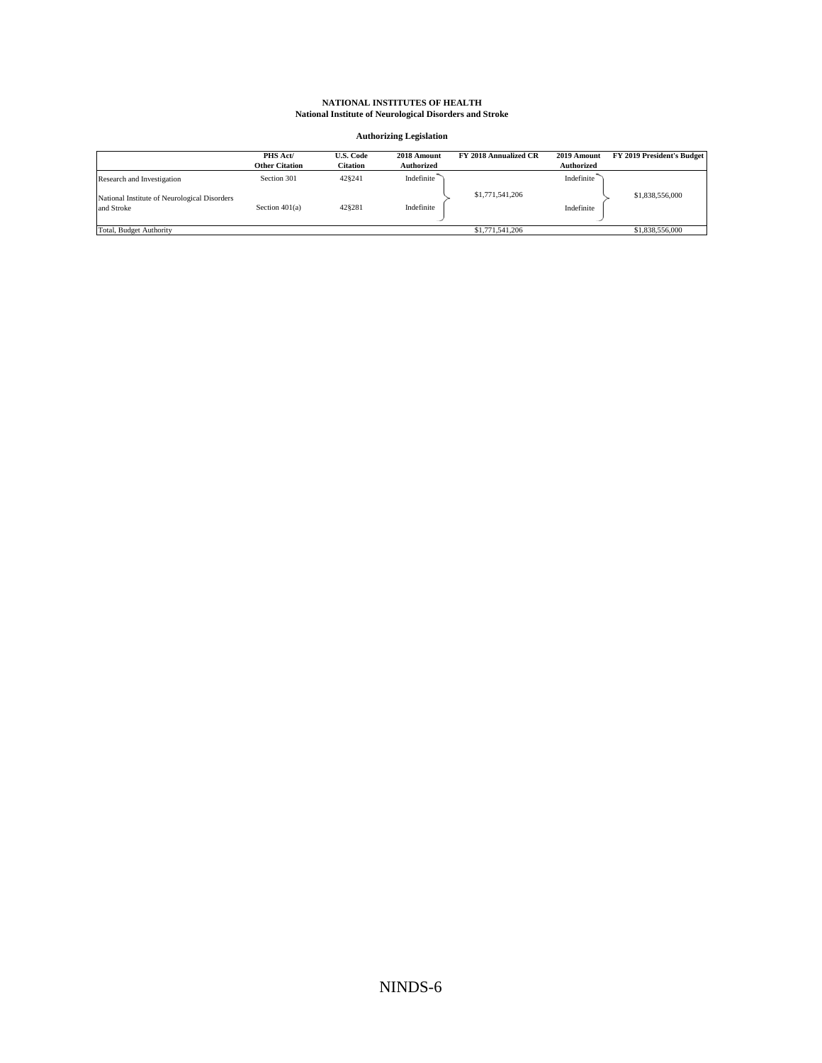**NATIONAL INSTITUTES OF HEALTH**
**National Institute of Neurological Disorders and Stroke**

**Authorizing Legislation**

| | PHS Act/ Other Citation | U.S. Code Citation | 2018 Amount Authorized | FY 2018 Annualized CR | 2019 Amount Authorized | FY 2019 President's Budget |
|---|---|---|---|---|---|---|
| Research and Investigation | Section 301 | 42§241 | Indefinite | $1,771,541,206 | Indefinite | $1,838,556,000 |
| National Institute of Neurological Disorders and Stroke | Section 401(a) | 42§281 | Indefinite | | Indefinite | |
| Total, Budget Authority | | | | $1,771,541,206 | | $1,838,556,000 |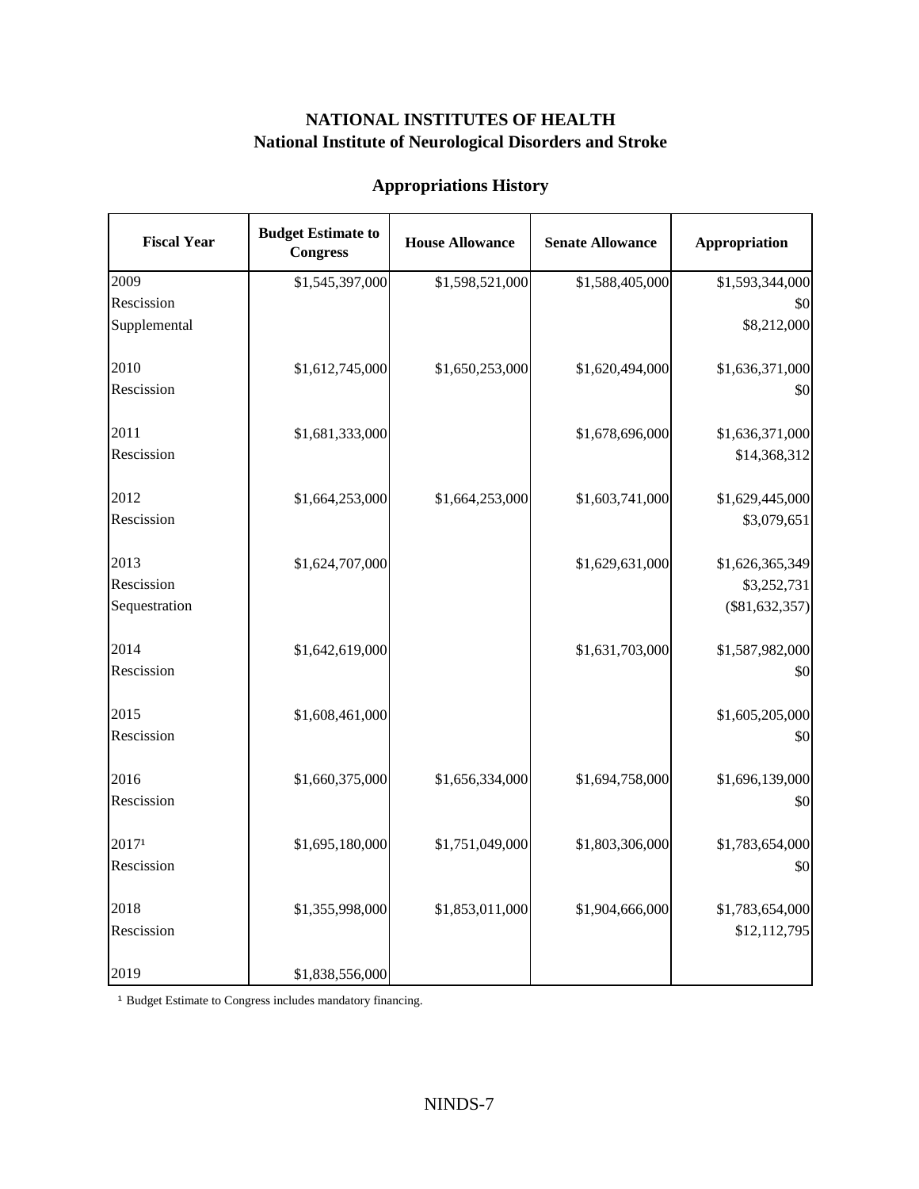# NATIONAL INSTITUTES OF HEALTH
## National Institute of Neurological Disorders and Stroke

### Appropriations History

| Fiscal Year | Budget Estimate to Congress | House Allowance | Senate Allowance | Appropriation |
|---|---|---|---|---|
| 2009 | $1,545,397,000 | $1,598,521,000 | $1,588,405,000 | $1,593,344,000 |
| Rescission | | | | $0 |
| Supplemental | | | | $8,212,000 |
| 2010 | $1,612,745,000 | $1,650,253,000 | $1,620,494,000 | $1,636,371,000 |
| Rescission | | | | $0 |
| 2011 | $1,681,333,000 | | $1,678,696,000 | $1,636,371,000 |
| Rescission | | | | $14,368,312 |
| 2012 | $1,664,253,000 | $1,664,253,000 | $1,603,741,000 | $1,629,445,000 |
| Rescission | | | | $3,079,651 |
| 2013 | $1,624,707,000 | | $1,629,631,000 | $1,626,365,349 |
| Rescission | | | | $3,252,731 |
| Sequestration | | | | ($81,632,357) |
| 2014 | $1,642,619,000 | | $1,631,703,000 | $1,587,982,000 |
| Rescission | | | | $0 |
| 2015 | $1,608,461,000 | | | $1,605,205,000 |
| Rescission | | | | $0 |
| 2016 | $1,660,375,000 | $1,656,334,000 | $1,694,758,000 | $1,696,139,000 |
| Rescission | | | | $0 |
| 2017[1] | $1,695,180,000 | $1,751,049,000 | $1,803,306,000 | $1,783,654,000 |
| Rescission | | | | $0 |
| 2018 | $1,355,998,000 | $1,853,011,000 | $1,904,666,000 | $1,783,654,000 |
| Rescission | | | | $12,112,795 |
| 2019 | $1,838,556,000 | | | |

[1] Budget Estimate to Congress includes mandatory financing.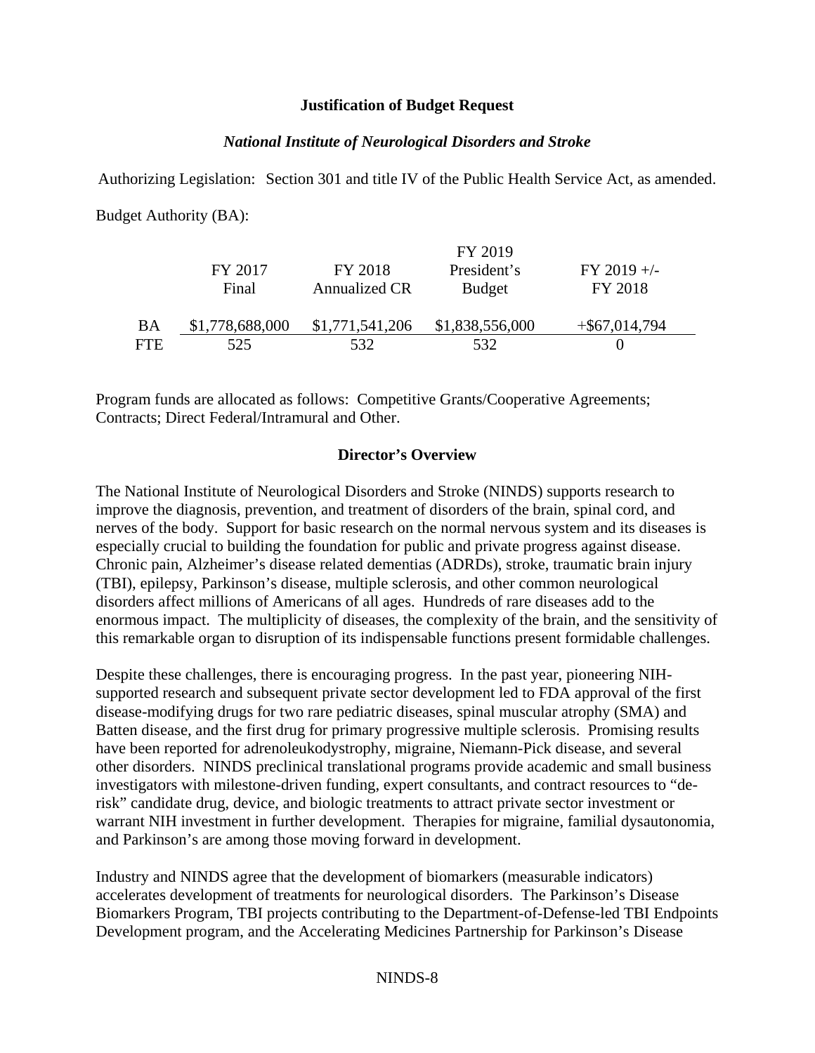**Justification of Budget Request**

***National Institute of Neurological Disorders and Stroke***

Authorizing Legislation: Section 301 and title IV of the Public Health Service Act, as amended.

Budget Authority (BA):

| | FY 2017 Final | FY 2018 Annualized CR | FY 2019 President's Budget | FY 2019 +/- FY 2018 |
|---|---|---|---|---|
| BA | $1,778,688,000 | $1,771,541,206 | $1,838,556,000 | +$67,014,794 |
| FTE | 525 | 532 | 532 | 0 |

Program funds are allocated as follows: Competitive Grants/Cooperative Agreements; Contracts; Direct Federal/Intramural and Other.

**Director's Overview**

The National Institute of Neurological Disorders and Stroke (NINDS) supports research to improve the diagnosis, prevention, and treatment of disorders of the brain, spinal cord, and nerves of the body. Support for basic research on the normal nervous system and its diseases is especially crucial to building the foundation for public and private progress against disease. Chronic pain, Alzheimer's disease related dementias (ADRDs), stroke, traumatic brain injury (TBI), epilepsy, Parkinson's disease, multiple sclerosis, and other common neurological disorders affect millions of Americans of all ages. Hundreds of rare diseases add to the enormous impact. The multiplicity of diseases, the complexity of the brain, and the sensitivity of this remarkable organ to disruption of its indispensable functions present formidable challenges.

Despite these challenges, there is encouraging progress. In the past year, pioneering NIH-supported research and subsequent private sector development led to FDA approval of the first disease-modifying drugs for two rare pediatric diseases, spinal muscular atrophy (SMA) and Batten disease, and the first drug for primary progressive multiple sclerosis. Promising results have been reported for adrenoleukodystrophy, migraine, Niemann-Pick disease, and several other disorders. NINDS preclinical translational programs provide academic and small business investigators with milestone-driven funding, expert consultants, and contract resources to "de-risk" candidate drug, device, and biologic treatments to attract private sector investment or warrant NIH investment in further development. Therapies for migraine, familial dysautonomia, and Parkinson's are among those moving forward in development.

Industry and NINDS agree that the development of biomarkers (measurable indicators) accelerates development of treatments for neurological disorders. The Parkinson's Disease Biomarkers Program, TBI projects contributing to the Department-of-Defense-led TBI Endpoints Development program, and the Accelerating Medicines Partnership for Parkinson's Disease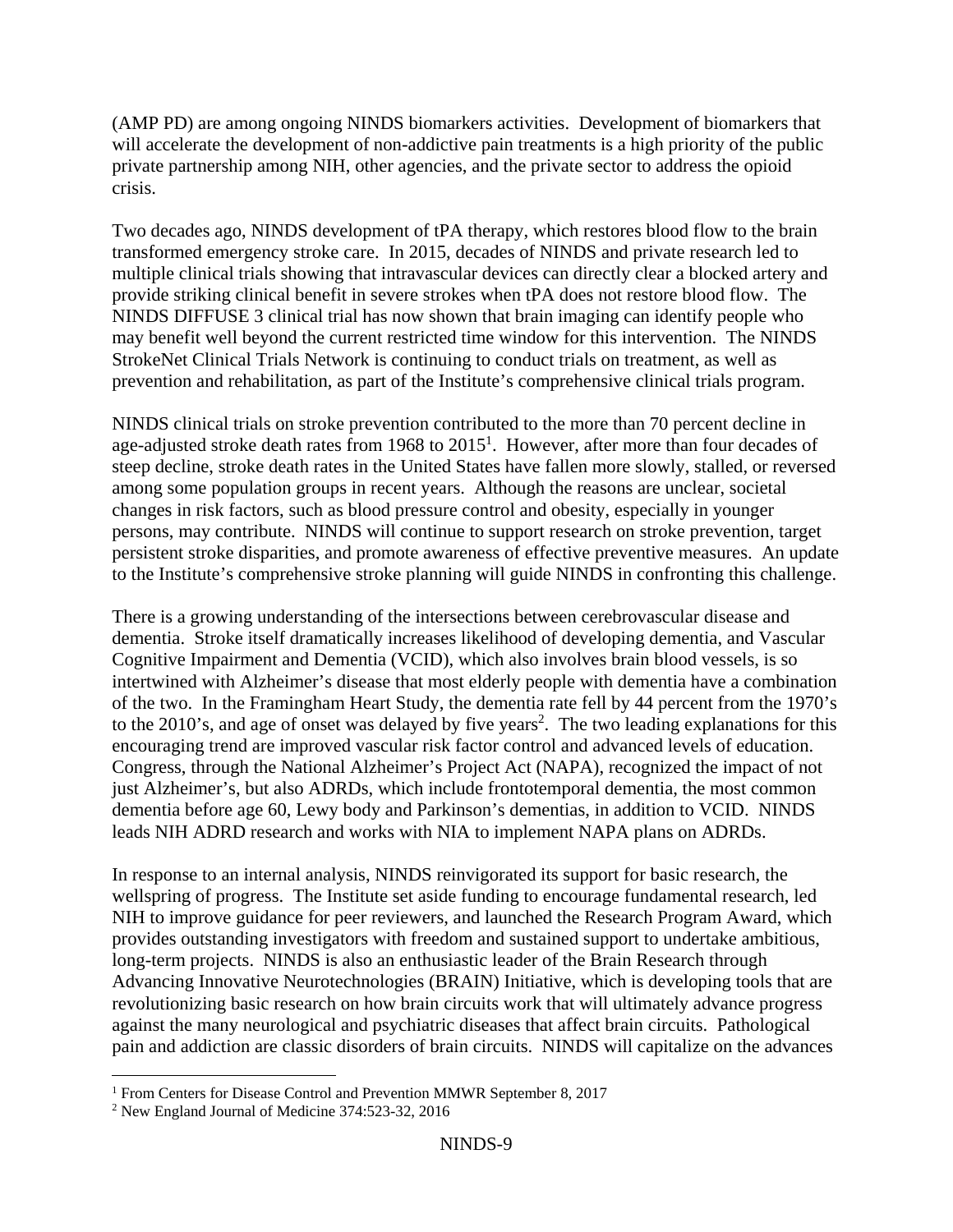(AMP PD) are among ongoing NINDS biomarkers activities. Development of biomarkers that will accelerate the development of non-addictive pain treatments is a high priority of the public private partnership among NIH, other agencies, and the private sector to address the opioid crisis.

Two decades ago, NINDS development of tPA therapy, which restores blood flow to the brain transformed emergency stroke care. In 2015, decades of NINDS and private research led to multiple clinical trials showing that intravascular devices can directly clear a blocked artery and provide striking clinical benefit in severe strokes when tPA does not restore blood flow. The NINDS DIFFUSE 3 clinical trial has now shown that brain imaging can identify people who may benefit well beyond the current restricted time window for this intervention. The NINDS StrokeNet Clinical Trials Network is continuing to conduct trials on treatment, as well as prevention and rehabilitation, as part of the Institute's comprehensive clinical trials program.

NINDS clinical trials on stroke prevention contributed to the more than 70 percent decline in age-adjusted stroke death rates from 1968 to 2015[1]. However, after more than four decades of steep decline, stroke death rates in the United States have fallen more slowly, stalled, or reversed among some population groups in recent years. Although the reasons are unclear, societal changes in risk factors, such as blood pressure control and obesity, especially in younger persons, may contribute. NINDS will continue to support research on stroke prevention, target persistent stroke disparities, and promote awareness of effective preventive measures. An update to the Institute's comprehensive stroke planning will guide NINDS in confronting this challenge.

There is a growing understanding of the intersections between cerebrovascular disease and dementia. Stroke itself dramatically increases likelihood of developing dementia, and Vascular Cognitive Impairment and Dementia (VCID), which also involves brain blood vessels, is so intertwined with Alzheimer's disease that most elderly people with dementia have a combination of the two. In the Framingham Heart Study, the dementia rate fell by 44 percent from the 1970's to the 2010's, and age of onset was delayed by five years[2]. The two leading explanations for this encouraging trend are improved vascular risk factor control and advanced levels of education. Congress, through the National Alzheimer's Project Act (NAPA), recognized the impact of not just Alzheimer's, but also ADRDs, which include frontotemporal dementia, the most common dementia before age 60, Lewy body and Parkinson's dementias, in addition to VCID. NINDS leads NIH ADRD research and works with NIA to implement NAPA plans on ADRDs.

In response to an internal analysis, NINDS reinvigorated its support for basic research, the wellspring of progress. The Institute set aside funding to encourage fundamental research, led NIH to improve guidance for peer reviewers, and launched the Research Program Award, which provides outstanding investigators with freedom and sustained support to undertake ambitious, long-term projects. NINDS is also an enthusiastic leader of the Brain Research through Advancing Innovative Neurotechnologies (BRAIN) Initiative, which is developing tools that are revolutionizing basic research on how brain circuits work that will ultimately advance progress against the many neurological and psychiatric diseases that affect brain circuits. Pathological pain and addiction are classic disorders of brain circuits. NINDS will capitalize on the advances

[1] From Centers for Disease Control and Prevention MMWR September 8, 2017

[2] New England Journal of Medicine 374:523-32, 2016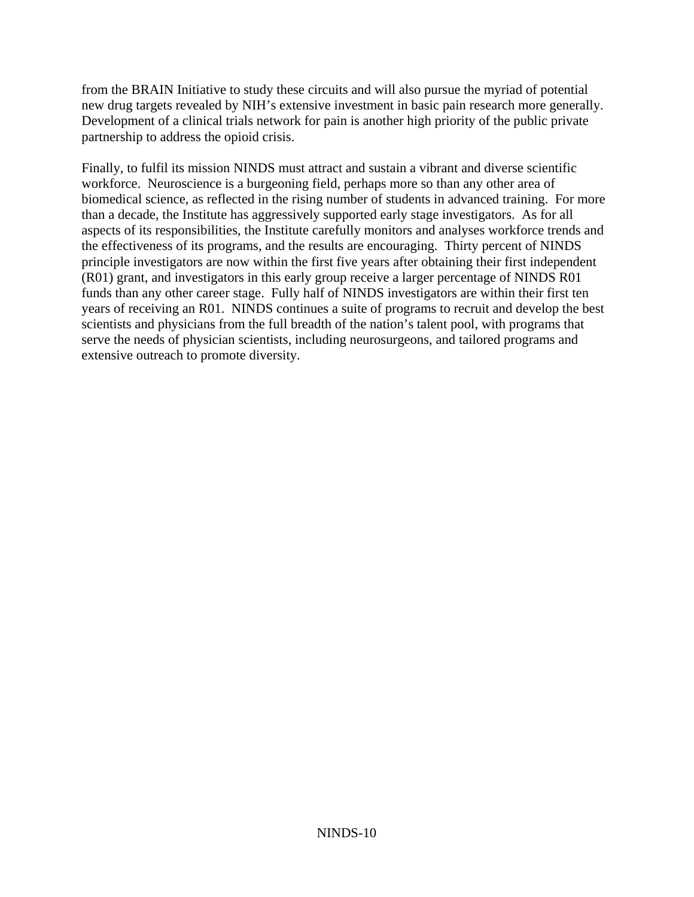from the BRAIN Initiative to study these circuits and will also pursue the myriad of potential new drug targets revealed by NIH's extensive investment in basic pain research more generally. Development of a clinical trials network for pain is another high priority of the public private partnership to address the opioid crisis.

Finally, to fulfil its mission NINDS must attract and sustain a vibrant and diverse scientific workforce. Neuroscience is a burgeoning field, perhaps more so than any other area of biomedical science, as reflected in the rising number of students in advanced training. For more than a decade, the Institute has aggressively supported early stage investigators. As for all aspects of its responsibilities, the Institute carefully monitors and analyses workforce trends and the effectiveness of its programs, and the results are encouraging. Thirty percent of NINDS principle investigators are now within the first five years after obtaining their first independent (R01) grant, and investigators in this early group receive a larger percentage of NINDS R01 funds than any other career stage. Fully half of NINDS investigators are within their first ten years of receiving an R01. NINDS continues a suite of programs to recruit and develop the best scientists and physicians from the full breadth of the nation's talent pool, with programs that serve the needs of physician scientists, including neurosurgeons, and tailored programs and extensive outreach to promote diversity.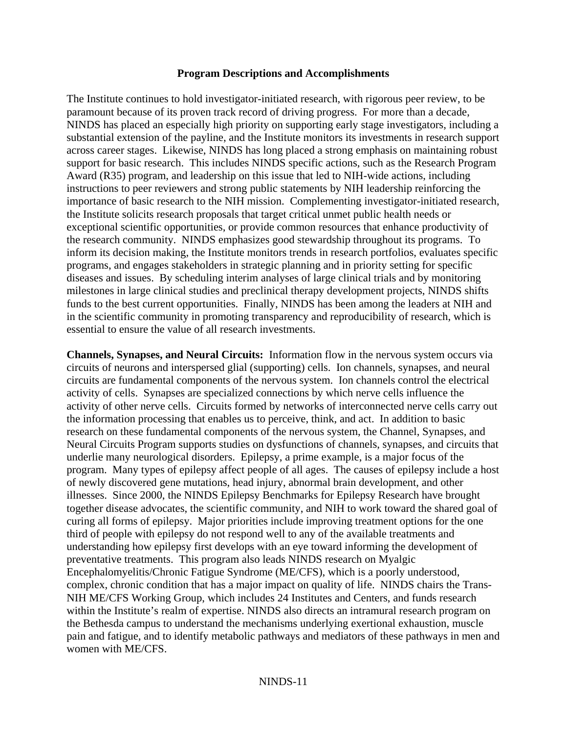## Program Descriptions and Accomplishments

The Institute continues to hold investigator-initiated research, with rigorous peer review, to be paramount because of its proven track record of driving progress. For more than a decade, NINDS has placed an especially high priority on supporting early stage investigators, including a substantial extension of the payline, and the Institute monitors its investments in research support across career stages. Likewise, NINDS has long placed a strong emphasis on maintaining robust support for basic research. This includes NINDS specific actions, such as the Research Program Award (R35) program, and leadership on this issue that led to NIH-wide actions, including instructions to peer reviewers and strong public statements by NIH leadership reinforcing the importance of basic research to the NIH mission. Complementing investigator-initiated research, the Institute solicits research proposals that target critical unmet public health needs or exceptional scientific opportunities, or provide common resources that enhance productivity of the research community. NINDS emphasizes good stewardship throughout its programs. To inform its decision making, the Institute monitors trends in research portfolios, evaluates specific programs, and engages stakeholders in strategic planning and in priority setting for specific diseases and issues. By scheduling interim analyses of large clinical trials and by monitoring milestones in large clinical studies and preclinical therapy development projects, NINDS shifts funds to the best current opportunities. Finally, NINDS has been among the leaders at NIH and in the scientific community in promoting transparency and reproducibility of research, which is essential to ensure the value of all research investments.

**Channels, Synapses, and Neural Circuits:** Information flow in the nervous system occurs via circuits of neurons and interspersed glial (supporting) cells. Ion channels, synapses, and neural circuits are fundamental components of the nervous system. Ion channels control the electrical activity of cells. Synapses are specialized connections by which nerve cells influence the activity of other nerve cells. Circuits formed by networks of interconnected nerve cells carry out the information processing that enables us to perceive, think, and act. In addition to basic research on these fundamental components of the nervous system, the Channel, Synapses, and Neural Circuits Program supports studies on dysfunctions of channels, synapses, and circuits that underlie many neurological disorders. Epilepsy, a prime example, is a major focus of the program. Many types of epilepsy affect people of all ages. The causes of epilepsy include a host of newly discovered gene mutations, head injury, abnormal brain development, and other illnesses. Since 2000, the NINDS Epilepsy Benchmarks for Epilepsy Research have brought together disease advocates, the scientific community, and NIH to work toward the shared goal of curing all forms of epilepsy. Major priorities include improving treatment options for the one third of people with epilepsy do not respond well to any of the available treatments and understanding how epilepsy first develops with an eye toward informing the development of preventative treatments. This program also leads NINDS research on Myalgic Encephalomyelitis/Chronic Fatigue Syndrome (ME/CFS), which is a poorly understood, complex, chronic condition that has a major impact on quality of life. NINDS chairs the Trans-NIH ME/CFS Working Group, which includes 24 Institutes and Centers, and funds research within the Institute's realm of expertise. NINDS also directs an intramural research program on the Bethesda campus to understand the mechanisms underlying exertional exhaustion, muscle pain and fatigue, and to identify metabolic pathways and mediators of these pathways in men and women with ME/CFS.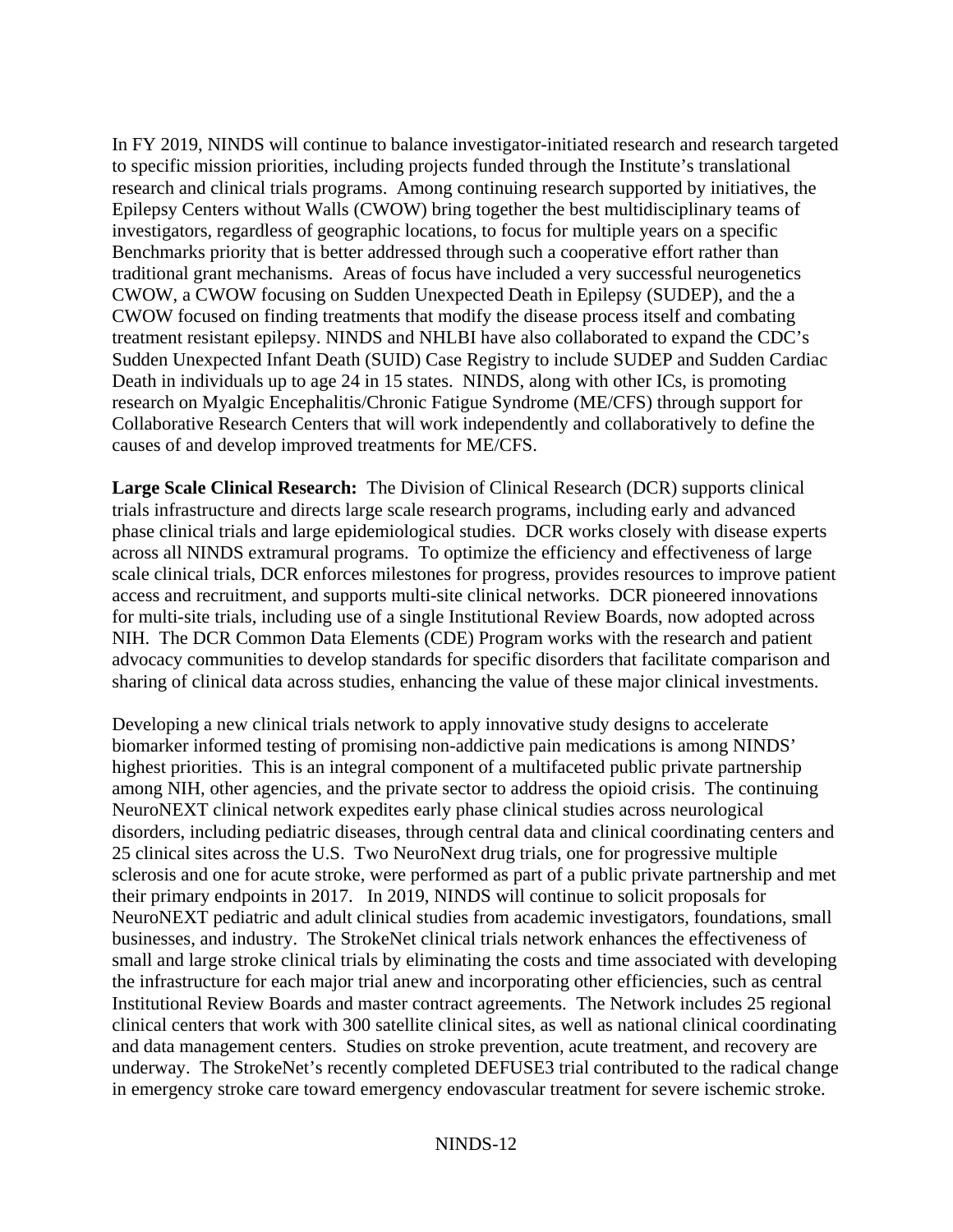In FY 2019, NINDS will continue to balance investigator-initiated research and research targeted to specific mission priorities, including projects funded through the Institute's translational research and clinical trials programs. Among continuing research supported by initiatives, the Epilepsy Centers without Walls (CWOW) bring together the best multidisciplinary teams of investigators, regardless of geographic locations, to focus for multiple years on a specific Benchmarks priority that is better addressed through such a cooperative effort rather than traditional grant mechanisms. Areas of focus have included a very successful neurogenetics CWOW, a CWOW focusing on Sudden Unexpected Death in Epilepsy (SUDEP), and the a CWOW focused on finding treatments that modify the disease process itself and combating treatment resistant epilepsy. NINDS and NHLBI have also collaborated to expand the CDC's Sudden Unexpected Infant Death (SUID) Case Registry to include SUDEP and Sudden Cardiac Death in individuals up to age 24 in 15 states. NINDS, along with other ICs, is promoting research on Myalgic Encephalitis/Chronic Fatigue Syndrome (ME/CFS) through support for Collaborative Research Centers that will work independently and collaboratively to define the causes of and develop improved treatments for ME/CFS.

**Large Scale Clinical Research:** The Division of Clinical Research (DCR) supports clinical trials infrastructure and directs large scale research programs, including early and advanced phase clinical trials and large epidemiological studies. DCR works closely with disease experts across all NINDS extramural programs. To optimize the efficiency and effectiveness of large scale clinical trials, DCR enforces milestones for progress, provides resources to improve patient access and recruitment, and supports multi-site clinical networks. DCR pioneered innovations for multi-site trials, including use of a single Institutional Review Boards, now adopted across NIH. The DCR Common Data Elements (CDE) Program works with the research and patient advocacy communities to develop standards for specific disorders that facilitate comparison and sharing of clinical data across studies, enhancing the value of these major clinical investments.

Developing a new clinical trials network to apply innovative study designs to accelerate biomarker informed testing of promising non-addictive pain medications is among NINDS' highest priorities. This is an integral component of a multifaceted public private partnership among NIH, other agencies, and the private sector to address the opioid crisis. The continuing NeuroNEXT clinical network expedites early phase clinical studies across neurological disorders, including pediatric diseases, through central data and clinical coordinating centers and 25 clinical sites across the U.S. Two NeuroNext drug trials, one for progressive multiple sclerosis and one for acute stroke, were performed as part of a public private partnership and met their primary endpoints in 2017. In 2019, NINDS will continue to solicit proposals for NeuroNEXT pediatric and adult clinical studies from academic investigators, foundations, small businesses, and industry. The StrokeNet clinical trials network enhances the effectiveness of small and large stroke clinical trials by eliminating the costs and time associated with developing the infrastructure for each major trial anew and incorporating other efficiencies, such as central Institutional Review Boards and master contract agreements. The Network includes 25 regional clinical centers that work with 300 satellite clinical sites, as well as national clinical coordinating and data management centers. Studies on stroke prevention, acute treatment, and recovery are underway. The StrokeNet's recently completed DEFUSE3 trial contributed to the radical change in emergency stroke care toward emergency endovascular treatment for severe ischemic stroke.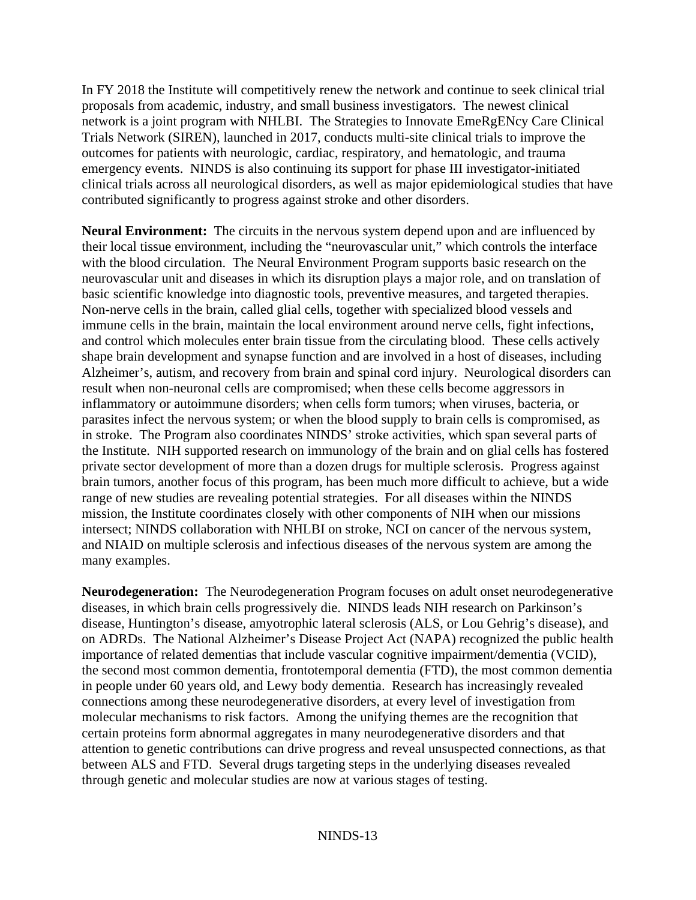In FY 2018 the Institute will competitively renew the network and continue to seek clinical trial proposals from academic, industry, and small business investigators. The newest clinical network is a joint program with NHLBI. The Strategies to Innovate EmeRgENcy Care Clinical Trials Network (SIREN), launched in 2017, conducts multi-site clinical trials to improve the outcomes for patients with neurologic, cardiac, respiratory, and hematologic, and trauma emergency events. NINDS is also continuing its support for phase III investigator-initiated clinical trials across all neurological disorders, as well as major epidemiological studies that have contributed significantly to progress against stroke and other disorders.

**Neural Environment:** The circuits in the nervous system depend upon and are influenced by their local tissue environment, including the "neurovascular unit," which controls the interface with the blood circulation. The Neural Environment Program supports basic research on the neurovascular unit and diseases in which its disruption plays a major role, and on translation of basic scientific knowledge into diagnostic tools, preventive measures, and targeted therapies. Non-nerve cells in the brain, called glial cells, together with specialized blood vessels and immune cells in the brain, maintain the local environment around nerve cells, fight infections, and control which molecules enter brain tissue from the circulating blood. These cells actively shape brain development and synapse function and are involved in a host of diseases, including Alzheimer's, autism, and recovery from brain and spinal cord injury. Neurological disorders can result when non-neuronal cells are compromised; when these cells become aggressors in inflammatory or autoimmune disorders; when cells form tumors; when viruses, bacteria, or parasites infect the nervous system; or when the blood supply to brain cells is compromised, as in stroke. The Program also coordinates NINDS' stroke activities, which span several parts of the Institute. NIH supported research on immunology of the brain and on glial cells has fostered private sector development of more than a dozen drugs for multiple sclerosis. Progress against brain tumors, another focus of this program, has been much more difficult to achieve, but a wide range of new studies are revealing potential strategies. For all diseases within the NINDS mission, the Institute coordinates closely with other components of NIH when our missions intersect; NINDS collaboration with NHLBI on stroke, NCI on cancer of the nervous system, and NIAID on multiple sclerosis and infectious diseases of the nervous system are among the many examples.

**Neurodegeneration:** The Neurodegeneration Program focuses on adult onset neurodegenerative diseases, in which brain cells progressively die. NINDS leads NIH research on Parkinson's disease, Huntington's disease, amyotrophic lateral sclerosis (ALS, or Lou Gehrig's disease), and on ADRDs. The National Alzheimer's Disease Project Act (NAPA) recognized the public health importance of related dementias that include vascular cognitive impairment/dementia (VCID), the second most common dementia, frontotemporal dementia (FTD), the most common dementia in people under 60 years old, and Lewy body dementia. Research has increasingly revealed connections among these neurodegenerative disorders, at every level of investigation from molecular mechanisms to risk factors. Among the unifying themes are the recognition that certain proteins form abnormal aggregates in many neurodegenerative disorders and that attention to genetic contributions can drive progress and reveal unsuspected connections, as that between ALS and FTD. Several drugs targeting steps in the underlying diseases revealed through genetic and molecular studies are now at various stages of testing.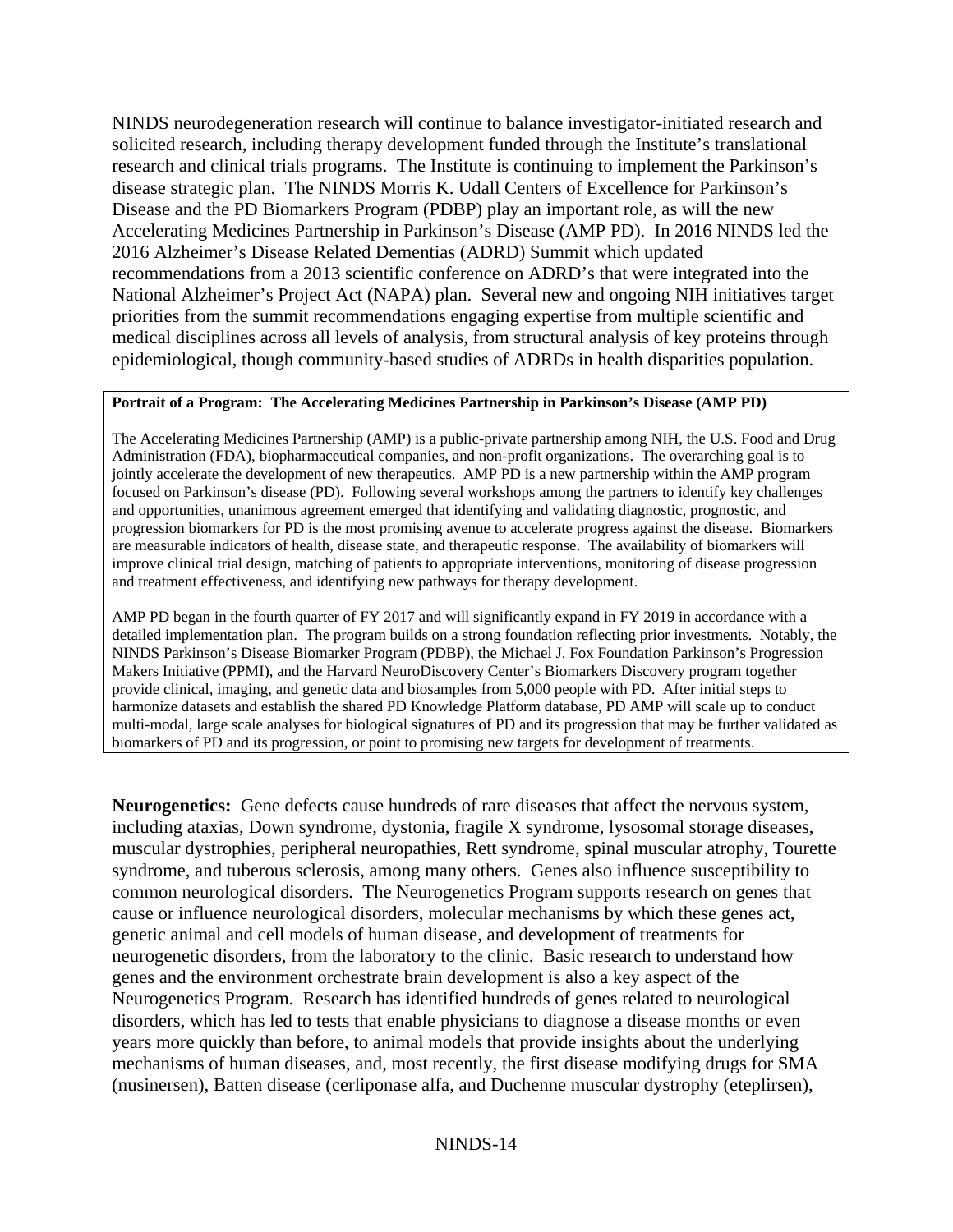NINDS neurodegeneration research will continue to balance investigator-initiated research and solicited research, including therapy development funded through the Institute's translational research and clinical trials programs. The Institute is continuing to implement the Parkinson's disease strategic plan. The NINDS Morris K. Udall Centers of Excellence for Parkinson's Disease and the PD Biomarkers Program (PDBP) play an important role, as will the new Accelerating Medicines Partnership in Parkinson's Disease (AMP PD). In 2016 NINDS led the 2016 Alzheimer's Disease Related Dementias (ADRD) Summit which updated recommendations from a 2013 scientific conference on ADRD's that were integrated into the National Alzheimer's Project Act (NAPA) plan. Several new and ongoing NIH initiatives target priorities from the summit recommendations engaging expertise from multiple scientific and medical disciplines across all levels of analysis, from structural analysis of key proteins through epidemiological, though community-based studies of ADRDs in health disparities population.

**Portrait of a Program: The Accelerating Medicines Partnership in Parkinson's Disease (AMP PD)**

The Accelerating Medicines Partnership (AMP) is a public-private partnership among NIH, the U.S. Food and Drug Administration (FDA), biopharmaceutical companies, and non-profit organizations. The overarching goal is to jointly accelerate the development of new therapeutics. AMP PD is a new partnership within the AMP program focused on Parkinson's disease (PD). Following several workshops among the partners to identify key challenges and opportunities, unanimous agreement emerged that identifying and validating diagnostic, prognostic, and progression biomarkers for PD is the most promising avenue to accelerate progress against the disease. Biomarkers are measurable indicators of health, disease state, and therapeutic response. The availability of biomarkers will improve clinical trial design, matching of patients to appropriate interventions, monitoring of disease progression and treatment effectiveness, and identifying new pathways for therapy development.

AMP PD began in the fourth quarter of FY 2017 and will significantly expand in FY 2019 in accordance with a detailed implementation plan. The program builds on a strong foundation reflecting prior investments. Notably, the NINDS Parkinson's Disease Biomarker Program (PDBP), the Michael J. Fox Foundation Parkinson's Progression Makers Initiative (PPMI), and the Harvard NeuroDiscovery Center's Biomarkers Discovery program together provide clinical, imaging, and genetic data and biosamples from 5,000 people with PD. After initial steps to harmonize datasets and establish the shared PD Knowledge Platform database, PD AMP will scale up to conduct multi-modal, large scale analyses for biological signatures of PD and its progression that may be further validated as biomarkers of PD and its progression, or point to promising new targets for development of treatments.

**Neurogenetics:** Gene defects cause hundreds of rare diseases that affect the nervous system, including ataxias, Down syndrome, dystonia, fragile X syndrome, lysosomal storage diseases, muscular dystrophies, peripheral neuropathies, Rett syndrome, spinal muscular atrophy, Tourette syndrome, and tuberous sclerosis, among many others. Genes also influence susceptibility to common neurological disorders. The Neurogenetics Program supports research on genes that cause or influence neurological disorders, molecular mechanisms by which these genes act, genetic animal and cell models of human disease, and development of treatments for neurogenetic disorders, from the laboratory to the clinic. Basic research to understand how genes and the environment orchestrate brain development is also a key aspect of the Neurogenetics Program. Research has identified hundreds of genes related to neurological disorders, which has led to tests that enable physicians to diagnose a disease months or even years more quickly than before, to animal models that provide insights about the underlying mechanisms of human diseases, and, most recently, the first disease modifying drugs for SMA (nusinersen), Batten disease (cerliponase alfa, and Duchenne muscular dystrophy (eteplirsen),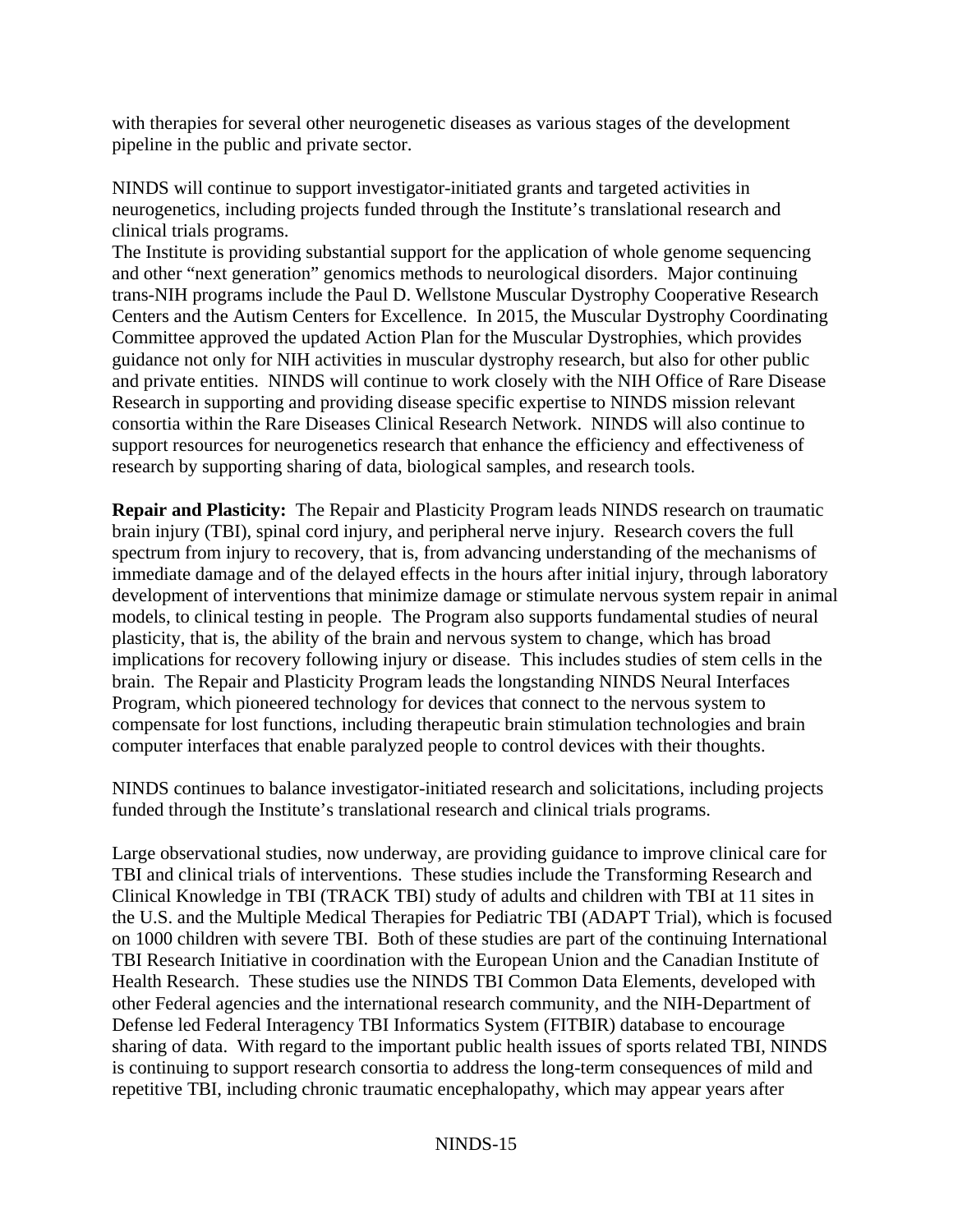with therapies for several other neurogenetic diseases as various stages of the development pipeline in the public and private sector.

NINDS will continue to support investigator-initiated grants and targeted activities in neurogenetics, including projects funded through the Institute's translational research and clinical trials programs.
The Institute is providing substantial support for the application of whole genome sequencing and other "next generation" genomics methods to neurological disorders. Major continuing trans-NIH programs include the Paul D. Wellstone Muscular Dystrophy Cooperative Research Centers and the Autism Centers for Excellence. In 2015, the Muscular Dystrophy Coordinating Committee approved the updated Action Plan for the Muscular Dystrophies, which provides guidance not only for NIH activities in muscular dystrophy research, but also for other public and private entities. NINDS will continue to work closely with the NIH Office of Rare Disease Research in supporting and providing disease specific expertise to NINDS mission relevant consortia within the Rare Diseases Clinical Research Network. NINDS will also continue to support resources for neurogenetics research that enhance the efficiency and effectiveness of research by supporting sharing of data, biological samples, and research tools.

**Repair and Plasticity:** The Repair and Plasticity Program leads NINDS research on traumatic brain injury (TBI), spinal cord injury, and peripheral nerve injury. Research covers the full spectrum from injury to recovery, that is, from advancing understanding of the mechanisms of immediate damage and of the delayed effects in the hours after initial injury, through laboratory development of interventions that minimize damage or stimulate nervous system repair in animal models, to clinical testing in people. The Program also supports fundamental studies of neural plasticity, that is, the ability of the brain and nervous system to change, which has broad implications for recovery following injury or disease. This includes studies of stem cells in the brain. The Repair and Plasticity Program leads the longstanding NINDS Neural Interfaces Program, which pioneered technology for devices that connect to the nervous system to compensate for lost functions, including therapeutic brain stimulation technologies and brain computer interfaces that enable paralyzed people to control devices with their thoughts.

NINDS continues to balance investigator-initiated research and solicitations, including projects funded through the Institute's translational research and clinical trials programs.

Large observational studies, now underway, are providing guidance to improve clinical care for TBI and clinical trials of interventions. These studies include the Transforming Research and Clinical Knowledge in TBI (TRACK TBI) study of adults and children with TBI at 11 sites in the U.S. and the Multiple Medical Therapies for Pediatric TBI (ADAPT Trial), which is focused on 1000 children with severe TBI. Both of these studies are part of the continuing International TBI Research Initiative in coordination with the European Union and the Canadian Institute of Health Research. These studies use the NINDS TBI Common Data Elements, developed with other Federal agencies and the international research community, and the NIH-Department of Defense led Federal Interagency TBI Informatics System (FITBIR) database to encourage sharing of data. With regard to the important public health issues of sports related TBI, NINDS is continuing to support research consortia to address the long-term consequences of mild and repetitive TBI, including chronic traumatic encephalopathy, which may appear years after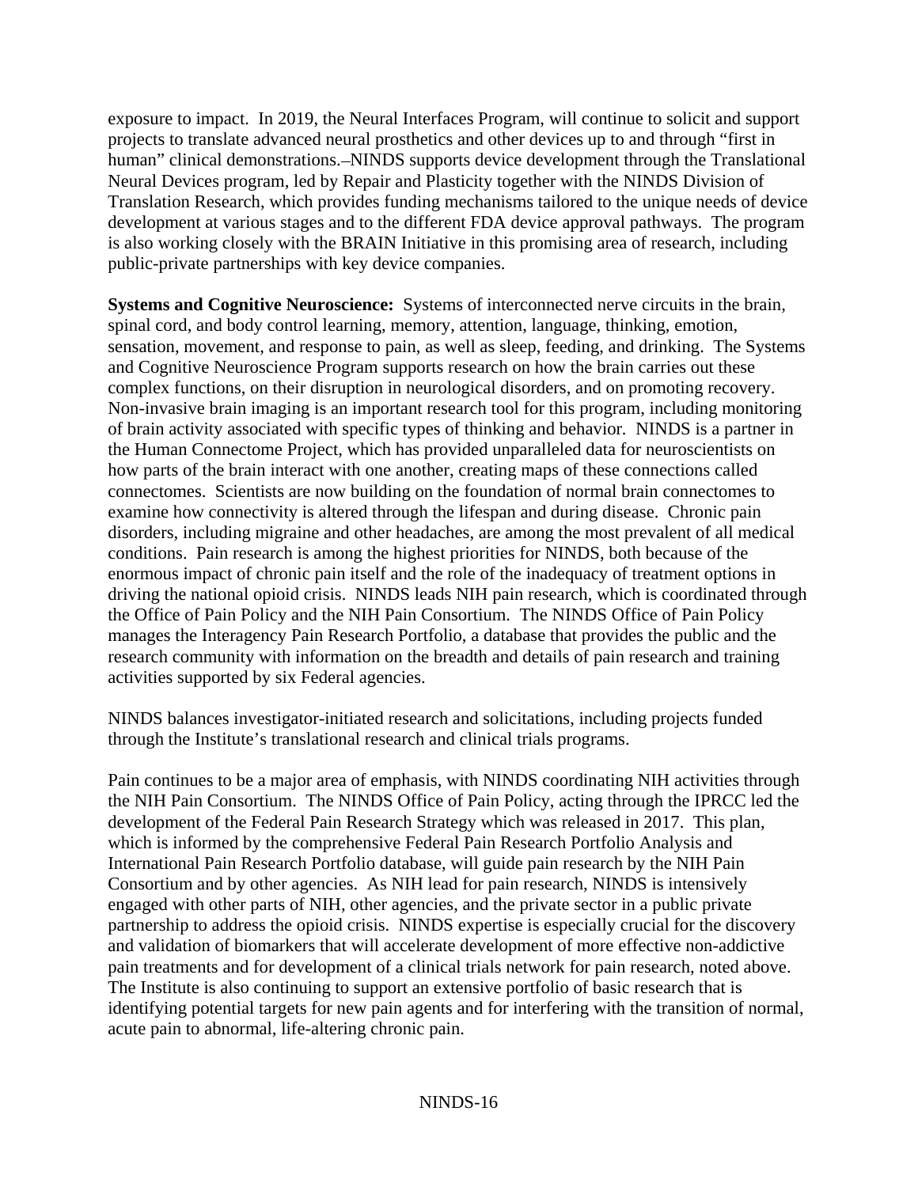exposure to impact. In 2019, the Neural Interfaces Program, will continue to solicit and support projects to translate advanced neural prosthetics and other devices up to and through "first in human" clinical demonstrations.–NINDS supports device development through the Translational Neural Devices program, led by Repair and Plasticity together with the NINDS Division of Translation Research, which provides funding mechanisms tailored to the unique needs of device development at various stages and to the different FDA device approval pathways. The program is also working closely with the BRAIN Initiative in this promising area of research, including public-private partnerships with key device companies.

**Systems and Cognitive Neuroscience:** Systems of interconnected nerve circuits in the brain, spinal cord, and body control learning, memory, attention, language, thinking, emotion, sensation, movement, and response to pain, as well as sleep, feeding, and drinking. The Systems and Cognitive Neuroscience Program supports research on how the brain carries out these complex functions, on their disruption in neurological disorders, and on promoting recovery. Non-invasive brain imaging is an important research tool for this program, including monitoring of brain activity associated with specific types of thinking and behavior. NINDS is a partner in the Human Connectome Project, which has provided unparalleled data for neuroscientists on how parts of the brain interact with one another, creating maps of these connections called connectomes. Scientists are now building on the foundation of normal brain connectomes to examine how connectivity is altered through the lifespan and during disease. Chronic pain disorders, including migraine and other headaches, are among the most prevalent of all medical conditions. Pain research is among the highest priorities for NINDS, both because of the enormous impact of chronic pain itself and the role of the inadequacy of treatment options in driving the national opioid crisis. NINDS leads NIH pain research, which is coordinated through the Office of Pain Policy and the NIH Pain Consortium. The NINDS Office of Pain Policy manages the Interagency Pain Research Portfolio, a database that provides the public and the research community with information on the breadth and details of pain research and training activities supported by six Federal agencies.

NINDS balances investigator-initiated research and solicitations, including projects funded through the Institute's translational research and clinical trials programs.

Pain continues to be a major area of emphasis, with NINDS coordinating NIH activities through the NIH Pain Consortium. The NINDS Office of Pain Policy, acting through the IPRCC led the development of the Federal Pain Research Strategy which was released in 2017. This plan, which is informed by the comprehensive Federal Pain Research Portfolio Analysis and International Pain Research Portfolio database, will guide pain research by the NIH Pain Consortium and by other agencies. As NIH lead for pain research, NINDS is intensively engaged with other parts of NIH, other agencies, and the private sector in a public private partnership to address the opioid crisis. NINDS expertise is especially crucial for the discovery and validation of biomarkers that will accelerate development of more effective non-addictive pain treatments and for development of a clinical trials network for pain research, noted above. The Institute is also continuing to support an extensive portfolio of basic research that is identifying potential targets for new pain agents and for interfering with the transition of normal, acute pain to abnormal, life-altering chronic pain.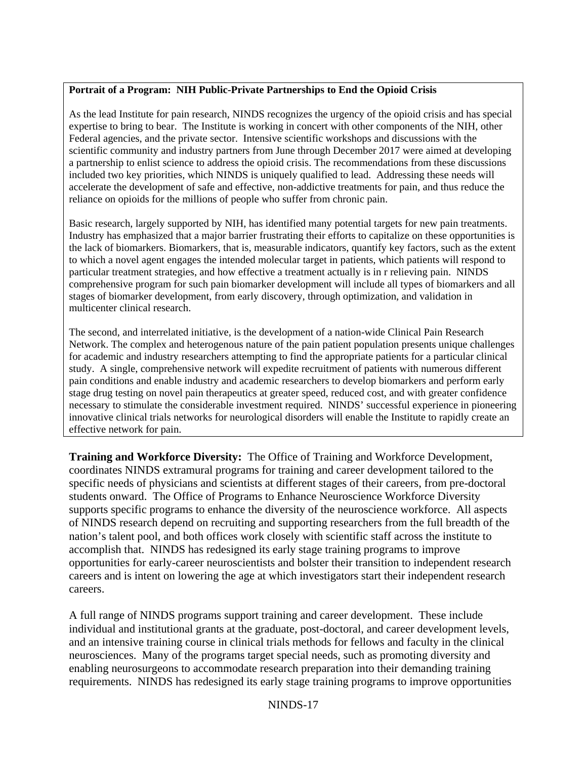**Portrait of a Program: NIH Public-Private Partnerships to End the Opioid Crisis**

As the lead Institute for pain research, NINDS recognizes the urgency of the opioid crisis and has special expertise to bring to bear. The Institute is working in concert with other components of the NIH, other Federal agencies, and the private sector. Intensive scientific workshops and discussions with the scientific community and industry partners from June through December 2017 were aimed at developing a partnership to enlist science to address the opioid crisis. The recommendations from these discussions included two key priorities, which NINDS is uniquely qualified to lead. Addressing these needs will accelerate the development of safe and effective, non-addictive treatments for pain, and thus reduce the reliance on opioids for the millions of people who suffer from chronic pain.

Basic research, largely supported by NIH, has identified many potential targets for new pain treatments. Industry has emphasized that a major barrier frustrating their efforts to capitalize on these opportunities is the lack of biomarkers. Biomarkers, that is, measurable indicators, quantify key factors, such as the extent to which a novel agent engages the intended molecular target in patients, which patients will respond to particular treatment strategies, and how effective a treatment actually is in r relieving pain. NINDS comprehensive program for such pain biomarker development will include all types of biomarkers and all stages of biomarker development, from early discovery, through optimization, and validation in multicenter clinical research.

The second, and interrelated initiative, is the development of a nation-wide Clinical Pain Research Network. The complex and heterogenous nature of the pain patient population presents unique challenges for academic and industry researchers attempting to find the appropriate patients for a particular clinical study. A single, comprehensive network will expedite recruitment of patients with numerous different pain conditions and enable industry and academic researchers to develop biomarkers and perform early stage drug testing on novel pain therapeutics at greater speed, reduced cost, and with greater confidence necessary to stimulate the considerable investment required. NINDS' successful experience in pioneering innovative clinical trials networks for neurological disorders will enable the Institute to rapidly create an effective network for pain.

**Training and Workforce Diversity:** The Office of Training and Workforce Development, coordinates NINDS extramural programs for training and career development tailored to the specific needs of physicians and scientists at different stages of their careers, from pre-doctoral students onward. The Office of Programs to Enhance Neuroscience Workforce Diversity supports specific programs to enhance the diversity of the neuroscience workforce. All aspects of NINDS research depend on recruiting and supporting researchers from the full breadth of the nation's talent pool, and both offices work closely with scientific staff across the institute to accomplish that. NINDS has redesigned its early stage training programs to improve opportunities for early-career neuroscientists and bolster their transition to independent research careers and is intent on lowering the age at which investigators start their independent research careers.

A full range of NINDS programs support training and career development. These include individual and institutional grants at the graduate, post-doctoral, and career development levels, and an intensive training course in clinical trials methods for fellows and faculty in the clinical neurosciences. Many of the programs target special needs, such as promoting diversity and enabling neurosurgeons to accommodate research preparation into their demanding training requirements. NINDS has redesigned its early stage training programs to improve opportunities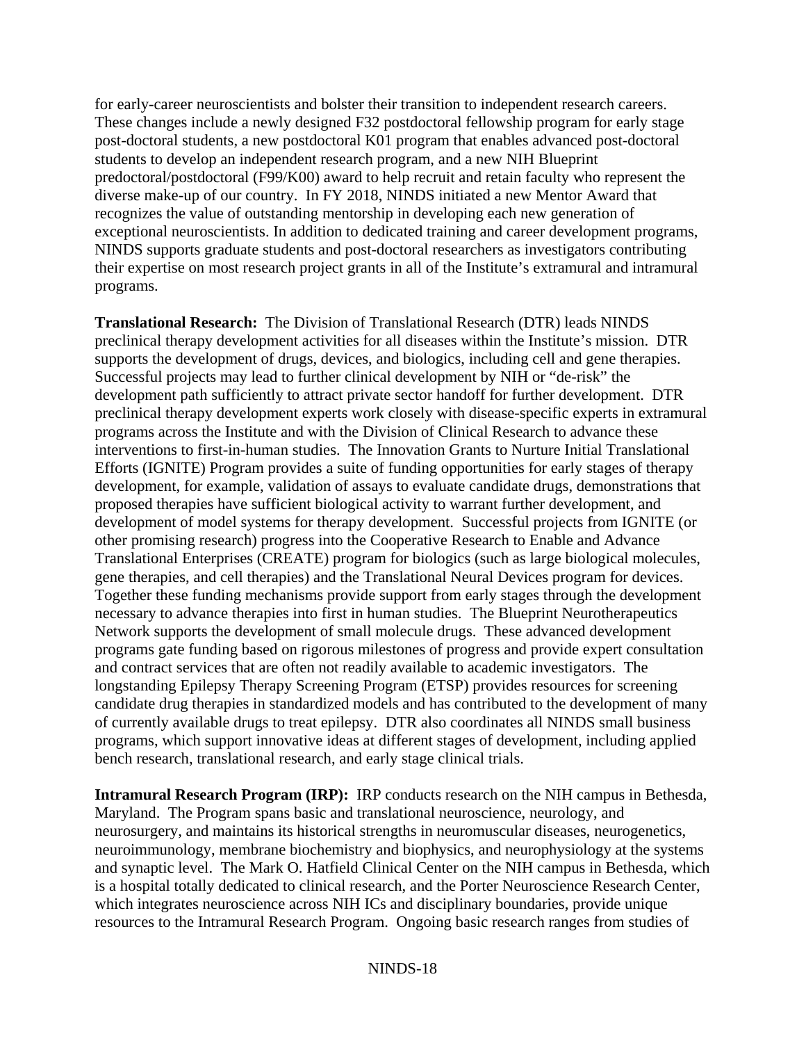for early-career neuroscientists and bolster their transition to independent research careers. These changes include a newly designed F32 postdoctoral fellowship program for early stage post-doctoral students, a new postdoctoral K01 program that enables advanced post-doctoral students to develop an independent research program, and a new NIH Blueprint predoctoral/postdoctoral (F99/K00) award to help recruit and retain faculty who represent the diverse make-up of our country. In FY 2018, NINDS initiated a new Mentor Award that recognizes the value of outstanding mentorship in developing each new generation of exceptional neuroscientists. In addition to dedicated training and career development programs, NINDS supports graduate students and post-doctoral researchers as investigators contributing their expertise on most research project grants in all of the Institute's extramural and intramural programs.

**Translational Research:** The Division of Translational Research (DTR) leads NINDS preclinical therapy development activities for all diseases within the Institute's mission. DTR supports the development of drugs, devices, and biologics, including cell and gene therapies. Successful projects may lead to further clinical development by NIH or "de-risk" the development path sufficiently to attract private sector handoff for further development. DTR preclinical therapy development experts work closely with disease-specific experts in extramural programs across the Institute and with the Division of Clinical Research to advance these interventions to first-in-human studies. The Innovation Grants to Nurture Initial Translational Efforts (IGNITE) Program provides a suite of funding opportunities for early stages of therapy development, for example, validation of assays to evaluate candidate drugs, demonstrations that proposed therapies have sufficient biological activity to warrant further development, and development of model systems for therapy development. Successful projects from IGNITE (or other promising research) progress into the Cooperative Research to Enable and Advance Translational Enterprises (CREATE) program for biologics (such as large biological molecules, gene therapies, and cell therapies) and the Translational Neural Devices program for devices. Together these funding mechanisms provide support from early stages through the development necessary to advance therapies into first in human studies. The Blueprint Neurotherapeutics Network supports the development of small molecule drugs. These advanced development programs gate funding based on rigorous milestones of progress and provide expert consultation and contract services that are often not readily available to academic investigators. The longstanding Epilepsy Therapy Screening Program (ETSP) provides resources for screening candidate drug therapies in standardized models and has contributed to the development of many of currently available drugs to treat epilepsy. DTR also coordinates all NINDS small business programs, which support innovative ideas at different stages of development, including applied bench research, translational research, and early stage clinical trials.

**Intramural Research Program (IRP):** IRP conducts research on the NIH campus in Bethesda, Maryland. The Program spans basic and translational neuroscience, neurology, and neurosurgery, and maintains its historical strengths in neuromuscular diseases, neurogenetics, neuroimmunology, membrane biochemistry and biophysics, and neurophysiology at the systems and synaptic level. The Mark O. Hatfield Clinical Center on the NIH campus in Bethesda, which is a hospital totally dedicated to clinical research, and the Porter Neuroscience Research Center, which integrates neuroscience across NIH ICs and disciplinary boundaries, provide unique resources to the Intramural Research Program. Ongoing basic research ranges from studies of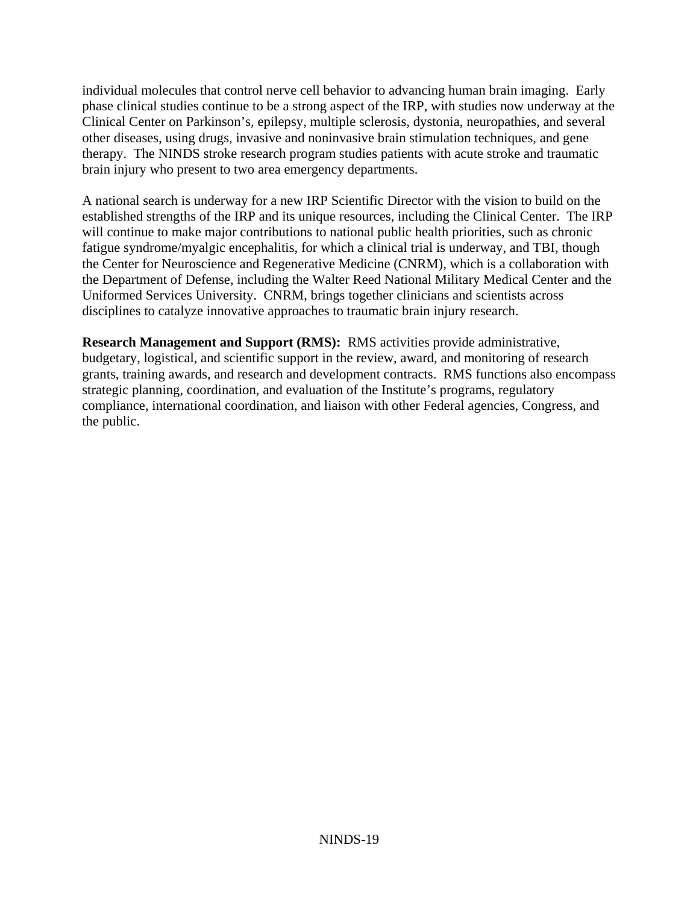individual molecules that control nerve cell behavior to advancing human brain imaging. Early phase clinical studies continue to be a strong aspect of the IRP, with studies now underway at the Clinical Center on Parkinson's, epilepsy, multiple sclerosis, dystonia, neuropathies, and several other diseases, using drugs, invasive and noninvasive brain stimulation techniques, and gene therapy. The NINDS stroke research program studies patients with acute stroke and traumatic brain injury who present to two area emergency departments.

A national search is underway for a new IRP Scientific Director with the vision to build on the established strengths of the IRP and its unique resources, including the Clinical Center. The IRP will continue to make major contributions to national public health priorities, such as chronic fatigue syndrome/myalgic encephalitis, for which a clinical trial is underway, and TBI, though the Center for Neuroscience and Regenerative Medicine (CNRM), which is a collaboration with the Department of Defense, including the Walter Reed National Military Medical Center and the Uniformed Services University. CNRM, brings together clinicians and scientists across disciplines to catalyze innovative approaches to traumatic brain injury research.

**Research Management and Support (RMS):** RMS activities provide administrative, budgetary, logistical, and scientific support in the review, award, and monitoring of research grants, training awards, and research and development contracts. RMS functions also encompass strategic planning, coordination, and evaluation of the Institute's programs, regulatory compliance, international coordination, and liaison with other Federal agencies, Congress, and the public.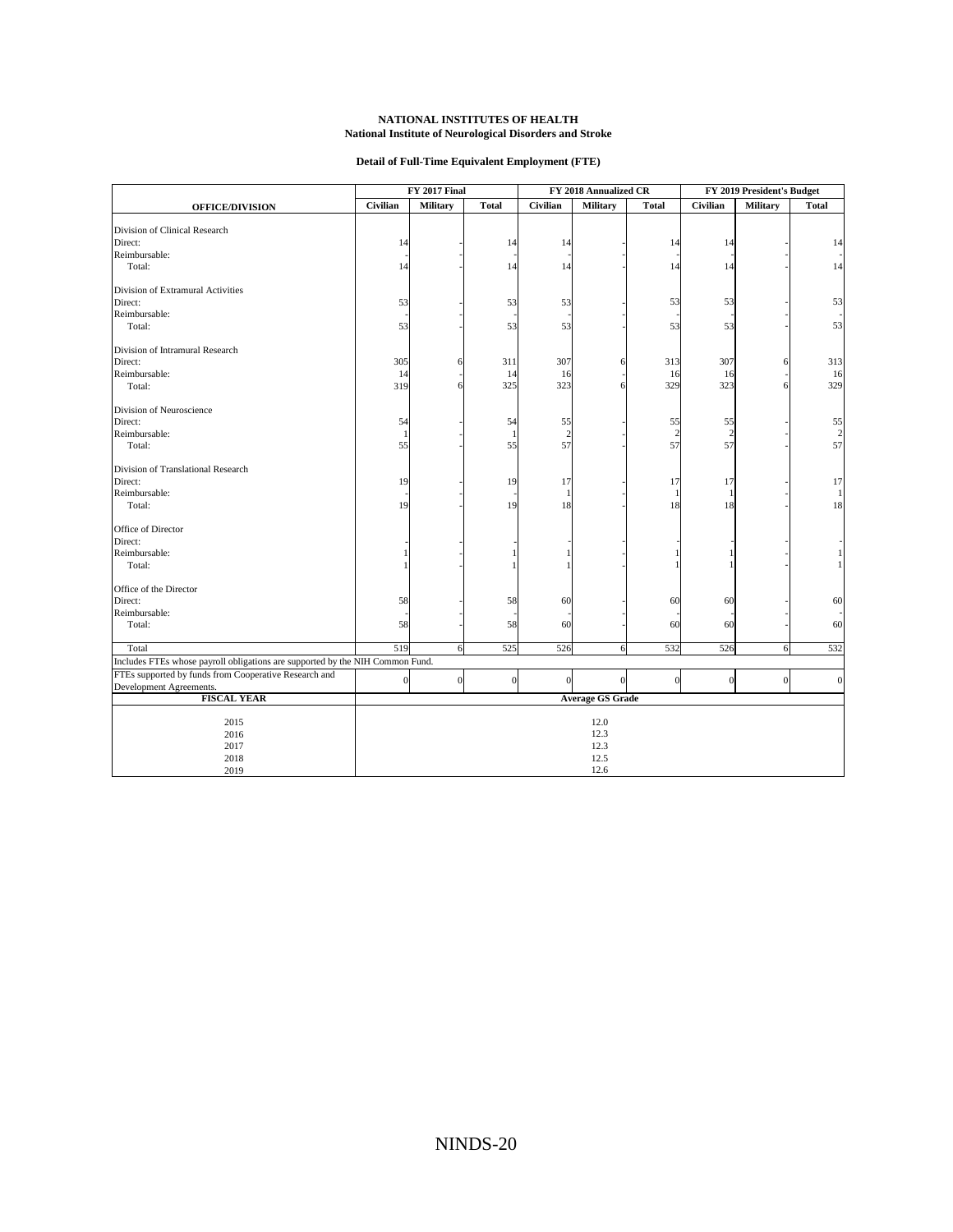**NATIONAL INSTITUTES OF HEALTH**
**National Institute of Neurological Disorders and Stroke**

**Detail of Full-Time Equivalent Employment (FTE)**

| OFFICE/DIVISION | FY 2017 Final | | | FY 2018 Annualized CR | | | FY 2019 President's Budget | | |
|---|---|---|---|---|---|---|---|---|---|
| | Civilian | Military | Total | Civilian | Military | Total | Civilian | Military | Total |
| Division of Clinical Research | | | | | | | | | |
| Direct: | 14 | - | 14 | 14 | - | 14 | 14 | - | 14 |
| Reimbursable: | - | - | - | - | - | - | - | - | - |
| Total: | 14 | - | 14 | 14 | - | 14 | 14 | - | 14 |
| Division of Extramural Activities | | | | | | | | | |
| Direct: | 53 | - | 53 | 53 | - | 53 | 53 | - | 53 |
| Reimbursable: | - | - | - | - | - | - | - | - | - |
| Total: | 53 | - | 53 | 53 | - | 53 | 53 | - | 53 |
| Division of Intramural Research | | | | | | | | | |
| Direct: | 305 | 6 | 311 | 307 | 6 | 313 | 307 | 6 | 313 |
| Reimbursable: | 14 | - | 14 | 16 | - | 16 | 16 | - | 16 |
| Total: | 319 | 6 | 325 | 323 | 6 | 329 | 323 | 6 | 329 |
| Division of Neuroscience | | | | | | | | | |
| Direct: | 54 | - | 54 | 55 | - | 55 | 55 | - | 55 |
| Reimbursable: | 1 | - | 1 | 2 | - | 2 | 2 | - | 2 |
| Total: | 55 | - | 55 | 57 | - | 57 | 57 | - | 57 |
| Division of Translational Research | | | | | | | | | |
| Direct: | 19 | - | 19 | 17 | - | 17 | 17 | - | 17 |
| Reimbursable: | - | - | - | 1 | - | 1 | 1 | - | 1 |
| Total: | 19 | - | 19 | 18 | - | 18 | 18 | - | 18 |
| Office of Director | | | | | | | | | |
| Direct: | - | - | - | - | - | - | - | - | - |
| Reimbursable: | 1 | - | 1 | 1 | - | 1 | 1 | - | 1 |
| Total: | 1 | - | 1 | 1 | - | 1 | 1 | - | 1 |
| Office of the Director | | | | | | | | | |
| Direct: | 58 | - | 58 | 60 | - | 60 | 60 | - | 60 |
| Reimbursable: | - | - | - | - | - | - | - | - | - |
| Total: | 58 | - | 58 | 60 | - | 60 | 60 | - | 60 |
| Total | 519 | 6 | 525 | 526 | 6 | 532 | 526 | 6 | 532 |
| Includes FTEs whose payroll obligations are supported by the NIH Common Fund. | | | | | | | | | |
| FTEs supported by funds from Cooperative Research and Development Agreements. | 0 | 0 | 0 | 0 | 0 | 0 | 0 | 0 | 0 |

| FISCAL YEAR | Average GS Grade |
|---|---|
| 2015 | 12.0 |
| 2016 | 12.3 |
| 2017 | 12.3 |
| 2018 | 12.5 |
| 2019 | 12.6 |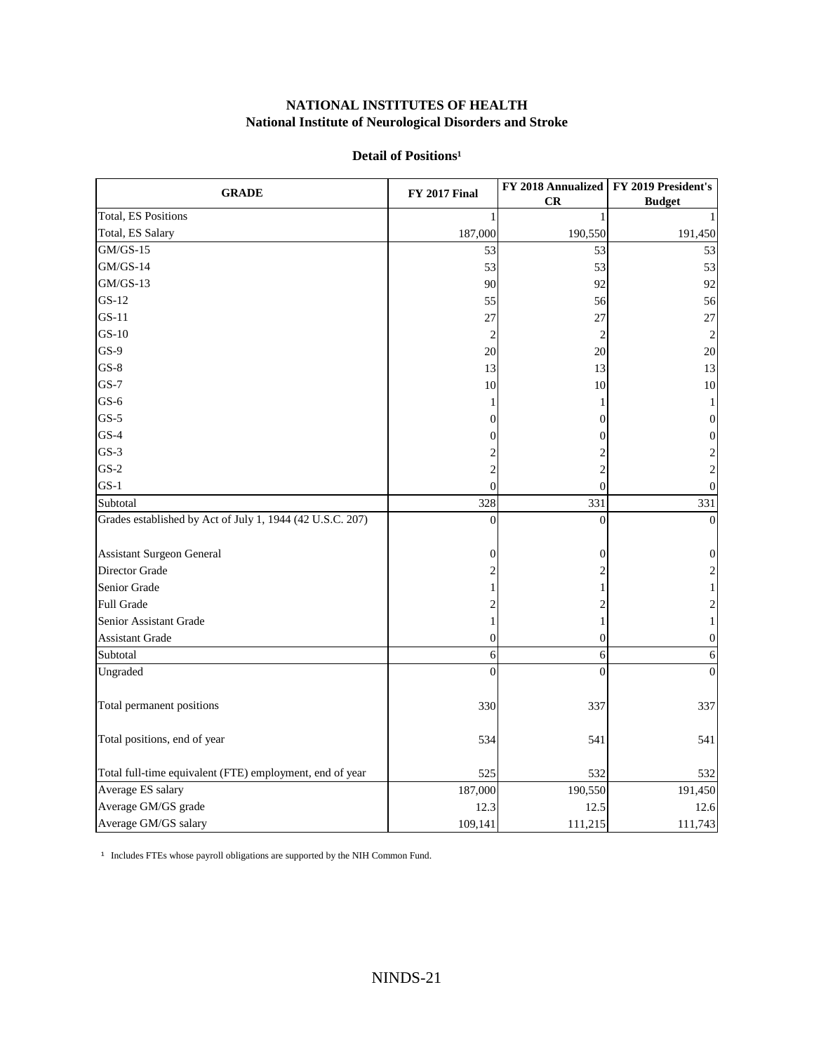**NATIONAL INSTITUTES OF HEALTH**
**National Institute of Neurological Disorders and Stroke**

**Detail of Positions[1]**

| GRADE | FY 2017 Final | FY 2018 Annualized CR | FY 2019 President's Budget |
|---|---|---|---|
| Total, ES Positions | 1 | 1 | 1 |
| Total, ES Salary | 187,000 | 190,550 | 191,450 |
| GM/GS-15 | 53 | 53 | 53 |
| GM/GS-14 | 53 | 53 | 53 |
| GM/GS-13 | 90 | 92 | 92 |
| GS-12 | 55 | 56 | 56 |
| GS-11 | 27 | 27 | 27 |
| GS-10 | 2 | 2 | 2 |
| GS-9 | 20 | 20 | 20 |
| GS-8 | 13 | 13 | 13 |
| GS-7 | 10 | 10 | 10 |
| GS-6 | 1 | 1 | 1 |
| GS-5 | 0 | 0 | 0 |
| GS-4 | 0 | 0 | 0 |
| GS-3 | 2 | 2 | 2 |
| GS-2 | 2 | 2 | 2 |
| GS-1 | 0 | 0 | 0 |
| Subtotal | 328 | 331 | 331 |
| Grades established by Act of July 1, 1944 (42 U.S.C. 207) | 0 | 0 | 0 |
| Assistant Surgeon General | 0 | 0 | 0 |
| Director Grade | 2 | 2 | 2 |
| Senior Grade | 1 | 1 | 1 |
| Full Grade | 2 | 2 | 2 |
| Senior Assistant Grade | 1 | 1 | 1 |
| Assistant Grade | 0 | 0 | 0 |
| Subtotal | 6 | 6 | 6 |
| Ungraded | 0 | 0 | 0 |
| Total permanent positions | 330 | 337 | 337 |
| Total positions, end of year | 534 | 541 | 541 |
| Total full-time equivalent (FTE) employment, end of year | 525 | 532 | 532 |
| Average ES salary | 187,000 | 190,550 | 191,450 |
| Average GM/GS grade | 12.3 | 12.5 | 12.6 |
| Average GM/GS salary | 109,141 | 111,215 | 111,743 |

[1] Includes FTEs whose payroll obligations are supported by the NIH Common Fund.